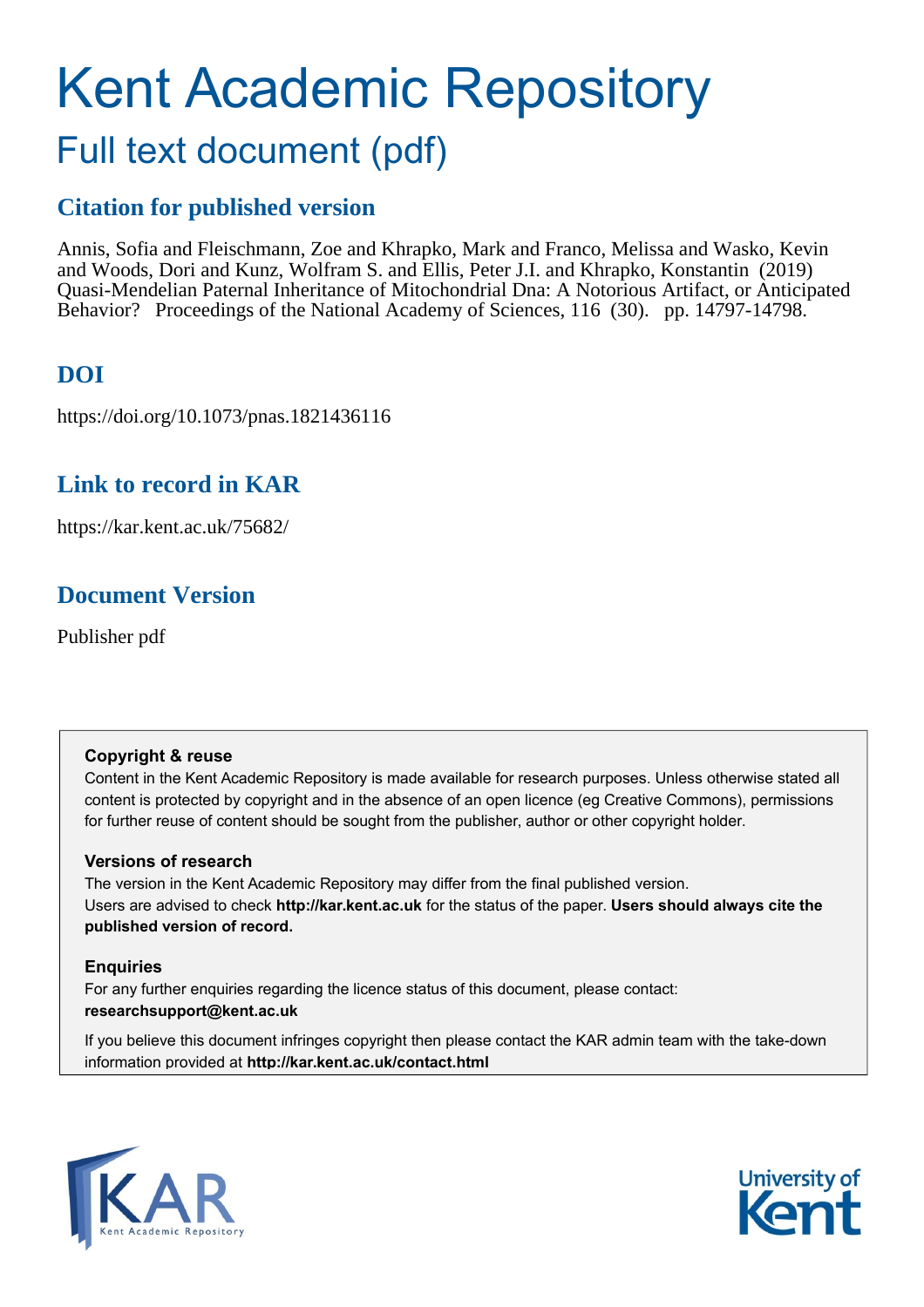# Kent Academic Repository

## Full text document (pdf)

## Citation for published version

Annis, Sofia and Fleischmann, Zoe and Khrapko, Mark and Franco, Melissa and Wasko, Kevin and Woods, Dori and Kunz, Wolfram S. and Ellis, Peter J.I. and Khrapko, Konstantin (2019) Quasi-Mendelian Paternal Inheritance of Mitochondrial Dna: A Notorious Artifact, or Anticipated Behavior? Proceedings of the National Academy of Sciences, 116 (30). pp. 14797-14798.

## DOI

https://doi.org/10.1073/pnas.1821436116

## Link to record in KAR

https://kar.kent.ac.uk/75682/

## Document Version

Publisher pdf

**Copyright & reuse**

Content in the Kent Academic Repository is made available for research purposes. Unless otherwise stated all content is protected by copyright and in the absence of an open licence (eg Creative Commons), permissions for further reuse of content should be sought from the publisher, author or other copyright holder.

**Versions of research**

The version in the Kent Academic Repository may differ from the final published version. Users are advised to check **http://kar.kent.ac.uk** for the status of the paper. **Users should always cite the published version of record.**

**Enquiries**

For any further enquiries regarding the licence status of this document, please contact: **researchsupport@kent.ac.uk**

If you believe this document infringes copyright then please contact the KAR admin team with the take-down information provided at **http://kar.kent.ac.uk/contact.html**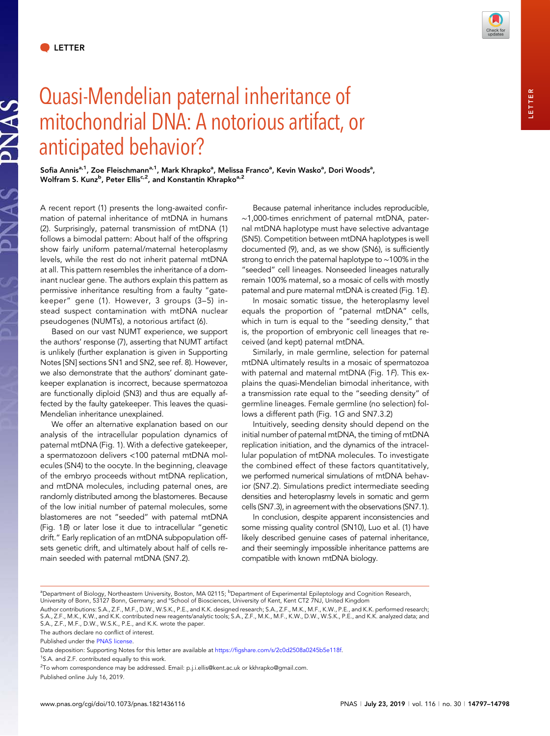LETTER

# Quasi-Mendelian paternal inheritance of mitochondrial DNA: A notorious artifact, or anticipated behavior?

Sofia Annis[a,1], Zoe Fleischmann[a,1], Mark Khrapko[a], Melissa Franco[a], Kevin Wasko[a], Dori Woods[a], Wolfram S. Kunz[b], Peter Ellis[c,2], and Konstantin Khrapko[a,2]

A recent report (1) presents the long-awaited confirmation of paternal inheritance of mtDNA in humans (2). Surprisingly, paternal transmission of mtDNA (1) follows a bimodal pattern: About half of the offspring show fairly uniform paternal/maternal heteroplasmy levels, while the rest do not inherit paternal mtDNA at all. This pattern resembles the inheritance of a dominant nuclear gene. The authors explain this pattern as permissive inheritance resulting from a faulty "gatekeeper" gene (1). However, 3 groups (3–5) instead suspect contamination with mtDNA nuclear pseudogenes (NUMTs), a notorious artifact (6).

Based on our vast NUMT experience, we support the authors' response (7), asserting that NUMT artifact is unlikely (further explanation is given in Supporting Notes [SN] sections SN1 and SN2, see ref. 8). However, we also demonstrate that the authors' dominant gatekeeper explanation is incorrect, because spermatozoa are functionally diploid (SN3) and thus are equally affected by the faulty gatekeeper. This leaves the quasi-Mendelian inheritance unexplained.

We offer an alternative explanation based on our analysis of the intracellular population dynamics of paternal mtDNA (Fig. 1). With a defective gatekeeper, a spermatozoon delivers <100 paternal mtDNA molecules (SN4) to the oocyte. In the beginning, cleavage of the embryo proceeds without mtDNA replication, and mtDNA molecules, including paternal ones, are randomly distributed among the blastomeres. Because of the low initial number of paternal molecules, some blastomeres are not "seeded" with paternal mtDNA (Fig. 1*B*) or later lose it due to intracellular "genetic drift." Early replication of an mtDNA subpopulation offsets genetic drift, and ultimately about half of cells remain seeded with paternal mtDNA (SN7.2).

Because paternal inheritance includes reproducible, ~1,000-times enrichment of paternal mtDNA, paternal mtDNA haplotype must have selective advantage (SN5). Competition between mtDNA haplotypes is well documented (9), and, as we show (SN6), is sufficiently strong to enrich the paternal haplotype to ~100% in the "seeded" cell lineages. Nonseeded lineages naturally remain 100% maternal, so a mosaic of cells with mostly paternal and pure maternal mtDNA is created (Fig. 1*E*).

In mosaic somatic tissue, the heteroplasmy level equals the proportion of "paternal mtDNA" cells, which in turn is equal to the "seeding density," that is, the proportion of embryonic cell lineages that received (and kept) paternal mtDNA.

Similarly, in male germline, selection for paternal mtDNA ultimately results in a mosaic of spermatozoa with paternal and maternal mtDNA (Fig. 1*F*). This explains the quasi-Mendelian bimodal inheritance, with a transmission rate equal to the "seeding density" of germline lineages. Female germline (no selection) follows a different path (Fig. 1*G* and SN7.3.2)

Intuitively, seeding density should depend on the initial number of paternal mtDNA, the timing of mtDNA replication initiation, and the dynamics of the intracellular population of mtDNA molecules. To investigate the combined effect of these factors quantitatively, we performed numerical simulations of mtDNA behavior (SN7.2). Simulations predict intermediate seeding densities and heteroplasmy levels in somatic and germ cells (SN7.3), in agreement with the observations (SN7.1).

In conclusion, despite apparent inconsistencies and some missing quality control (SN10), Luo et al. (1) have likely described genuine cases of paternal inheritance, and their seemingly impossible inheritance patterns are compatible with known mtDNA biology.

[a]Department of Biology, Northeastern University, Boston, MA 02115; [b]Department of Experimental Epileptology and Cognition Research, University of Bonn, 53127 Bonn, Germany; and [c]School of Biosciences, University of Kent, Kent CT2 7NJ, United Kingdom

Author contributions: S.A., Z.F., M.F., D.W., W.S.K., P.E., and K.K. designed research; S.A., Z.F., M.K., M.F., K.W., P.E., and K.K. performed research; S.A., Z.F., M.K., K.W., and K.K. contributed new reagents/analytic tools; S.A., Z.F., M.K., M.F., K.W., D.W., W.S.K., P.E., and K.K. analyzed data; and S.A., Z.F., M.F., D.W., W.S.K., P.E., and K.K. wrote the paper.

The authors declare no conflict of interest.

Published under the PNAS license.

Data deposition: Supporting Notes for this letter are available at https://figshare.com/s/2c0d2508a0245b5e118f.

[1]S.A. and Z.F. contributed equally to this work.

[2]To whom correspondence may be addressed. Email: p.j.i.ellis@kent.ac.uk or kkhrapko@gmail.com.

Published online July 16, 2019.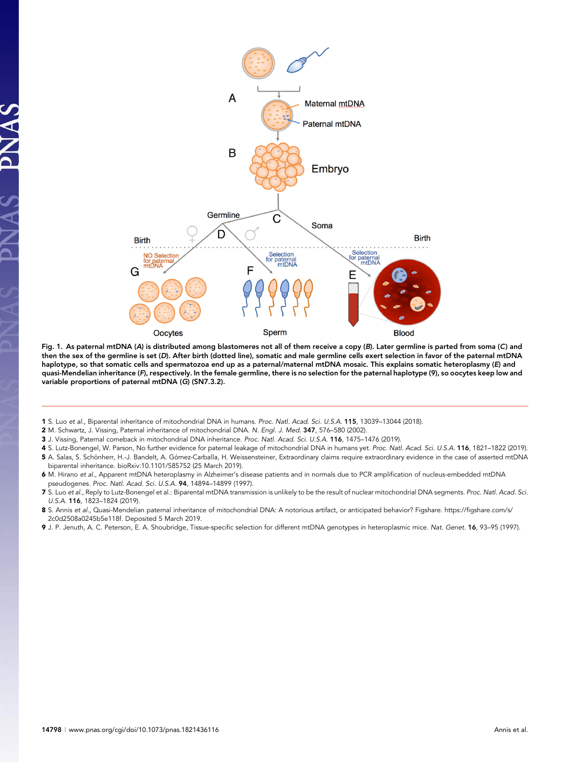A

Maternal mtDNA

Paternal mtDNA

B

Embryo

Germline

C

Soma

D

Birth

Birth

NO Selection for paternal mtDNA

Selection for paternal mtDNA

Selection for paternal mtDNA

G

F

E

Oocytes

Sperm

Blood

**Fig. 1.** As paternal mtDNA (*A*) is distributed among blastomeres not all of them receive a copy (*B*). Later germline is parted from soma (*C*) and then the sex of the germline is set (*D*). After birth (dotted line), somatic and male germline cells exert selection in favor of the paternal mtDNA haplotype, so that somatic cells and spermatozoa end up as a paternal/maternal mtDNA mosaic. This explains somatic heteroplasmy (*E*) and quasi-Mendelian inheritance (*F*), respectively. In the female germline, there is no selection for the paternal haplotype (9), so oocytes keep low and variable proportions of paternal mtDNA (*G*) (SN7.3.2).

---

1. S. Luo *et al*., Biparental inheritance of mitochondrial DNA in humans. *Proc. Natl. Acad. Sci. U.S.A.* **115**, 13039–13044 (2018).
2. M. Schwartz, J. Vissing, Paternal inheritance of mitochondrial DNA. *N. Engl. J. Med.* **347**, 576–580 (2002).
3. J. Vissing, Paternal comeback in mitochondrial DNA inheritance. *Proc. Natl. Acad. Sci. U.S.A.* **116**, 1475–1476 (2019).
4. S. Lutz-Bonengel, W. Parson, No further evidence for paternal leakage of mitochondrial DNA in humans yet. *Proc. Natl. Acad. Sci. U.S.A.* **116**, 1821–1822 (2019).
5. A. Salas, S. Schönherr, H.-J. Bandelt, A. Gómez-Carballa, H. Weissensteiner, Extraordinary claims require extraordinary evidence in the case of asserted mtDNA biparental inheritance. bioRxiv:10.1101/585752 (25 March 2019).
6. M. Hirano *et al*., Apparent mtDNA heteroplasmy in Alzheimer's disease patients and in normals due to PCR amplification of nucleus-embedded mtDNA pseudogenes. *Proc. Natl. Acad. Sci. U.S.A.* **94**, 14894–14899 (1997).
7. S. Luo *et al*., Reply to Lutz-Bonengel et al.: Biparental mtDNA transmission is unlikely to be the result of nuclear mitochondrial DNA segments. *Proc. Natl. Acad. Sci. U.S.A.* **116**, 1823–1824 (2019).
8. S. Annis *et al*., Quasi-Mendelian paternal inheritance of mitochondrial DNA: A notorious artifact, or anticipated behavior? Figshare. https://figshare.com/s/2c0d2508a0245b5e118f. Deposited 5 March 2019.
9. J. P. Jenuth, A. C. Peterson, E. A. Shoubridge, Tissue-specific selection for different mtDNA genotypes in heteroplasmic mice. *Nat. Genet.* **16**, 93–95 (1997).